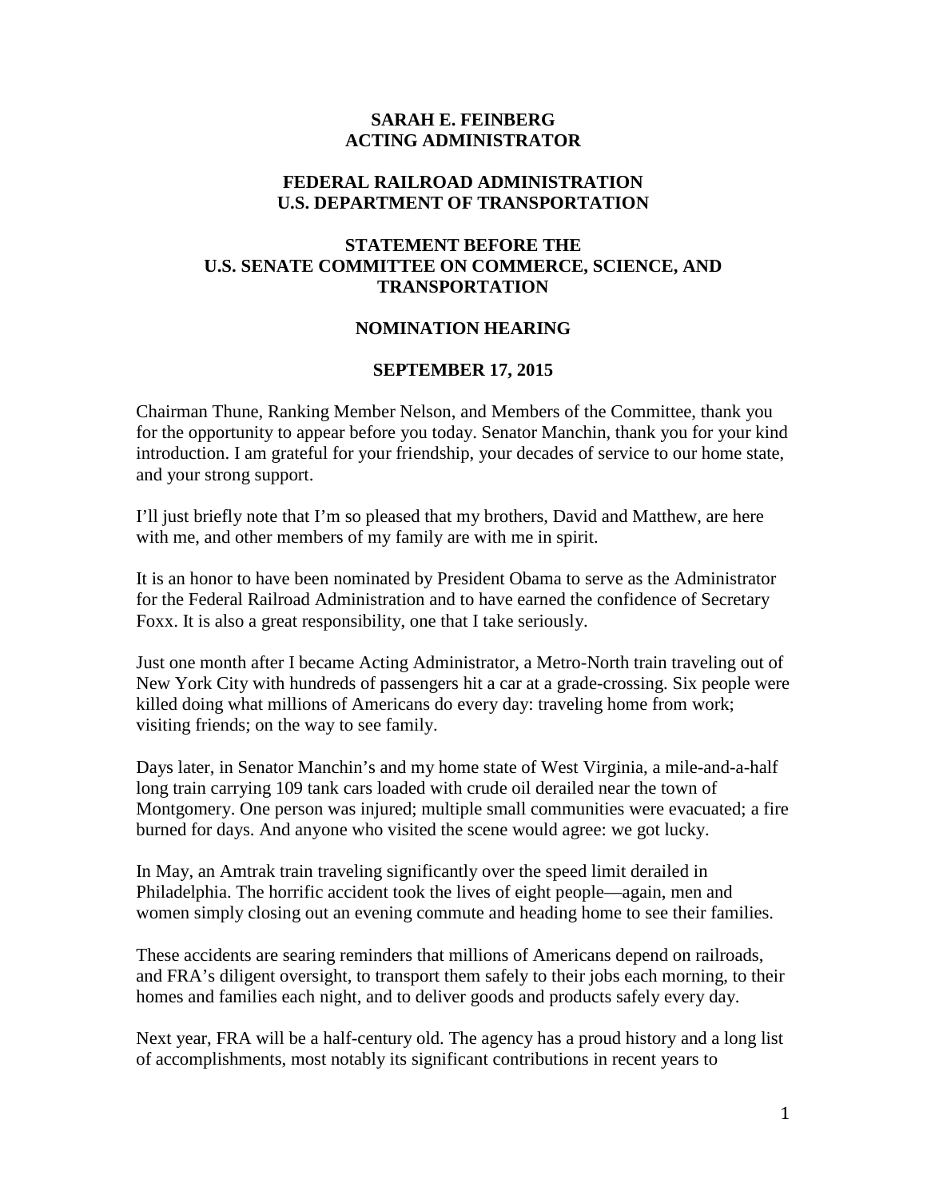**SARAH E. FEINBERG**
**ACTING ADMINISTRATOR**

**FEDERAL RAILROAD ADMINISTRATION**
**U.S. DEPARTMENT OF TRANSPORTATION**

**STATEMENT BEFORE THE**
**U.S. SENATE COMMITTEE ON COMMERCE, SCIENCE, AND TRANSPORTATION**

**NOMINATION HEARING**

**SEPTEMBER 17, 2015**

Chairman Thune, Ranking Member Nelson, and Members of the Committee, thank you for the opportunity to appear before you today. Senator Manchin, thank you for your kind introduction. I am grateful for your friendship, your decades of service to our home state, and your strong support.

I'll just briefly note that I'm so pleased that my brothers, David and Matthew, are here with me, and other members of my family are with me in spirit.

It is an honor to have been nominated by President Obama to serve as the Administrator for the Federal Railroad Administration and to have earned the confidence of Secretary Foxx. It is also a great responsibility, one that I take seriously.

Just one month after I became Acting Administrator, a Metro-North train traveling out of New York City with hundreds of passengers hit a car at a grade-crossing. Six people were killed doing what millions of Americans do every day: traveling home from work; visiting friends; on the way to see family.

Days later, in Senator Manchin's and my home state of West Virginia, a mile-and-a-half long train carrying 109 tank cars loaded with crude oil derailed near the town of Montgomery. One person was injured; multiple small communities were evacuated; a fire burned for days. And anyone who visited the scene would agree: we got lucky.

In May, an Amtrak train traveling significantly over the speed limit derailed in Philadelphia. The horrific accident took the lives of eight people—again, men and women simply closing out an evening commute and heading home to see their families.

These accidents are searing reminders that millions of Americans depend on railroads, and FRA's diligent oversight, to transport them safely to their jobs each morning, to their homes and families each night, and to deliver goods and products safely every day.

Next year, FRA will be a half-century old. The agency has a proud history and a long list of accomplishments, most notably its significant contributions in recent years to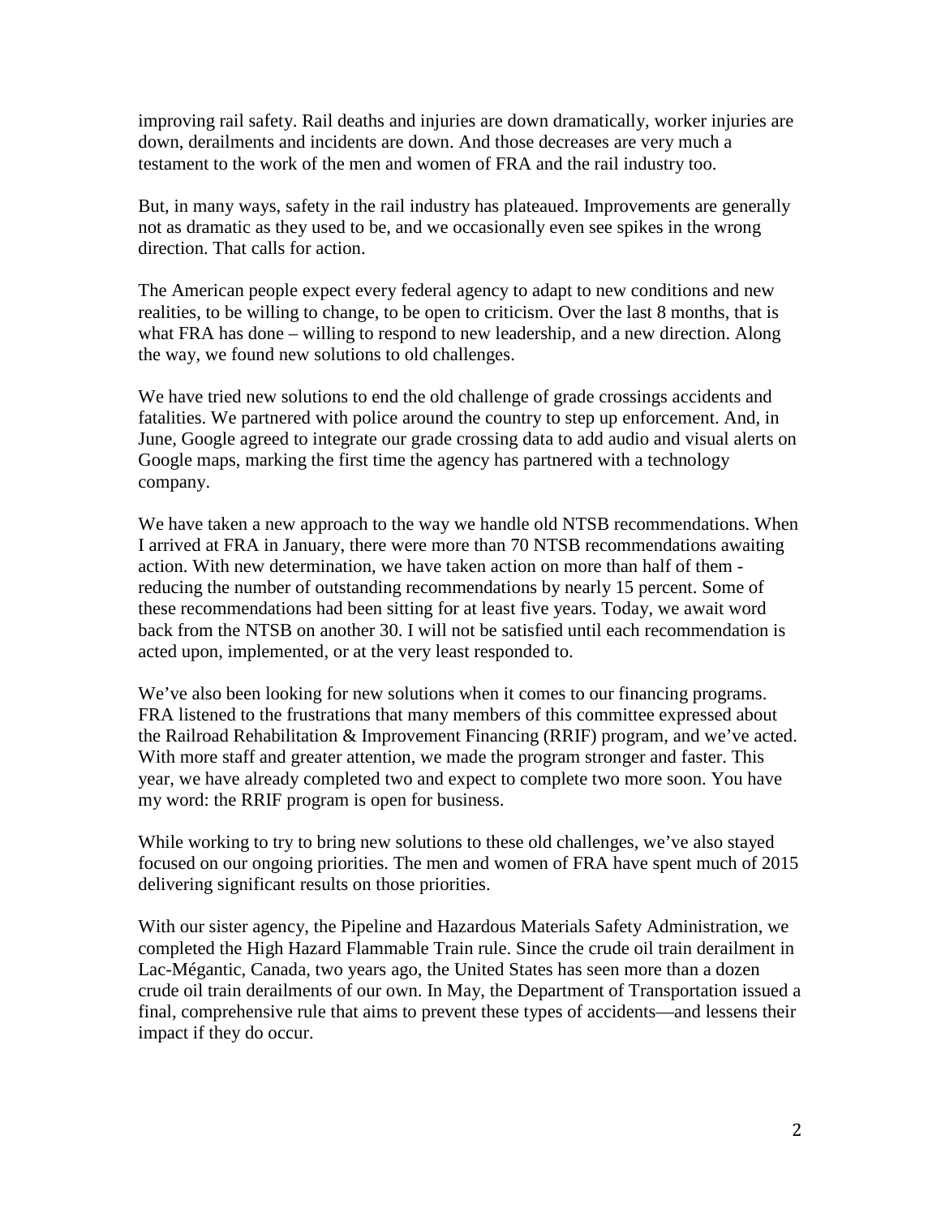improving rail safety. Rail deaths and injuries are down dramatically, worker injuries are down, derailments and incidents are down. And those decreases are very much a testament to the work of the men and women of FRA and the rail industry too.

But, in many ways, safety in the rail industry has plateaued. Improvements are generally not as dramatic as they used to be, and we occasionally even see spikes in the wrong direction. That calls for action.

The American people expect every federal agency to adapt to new conditions and new realities, to be willing to change, to be open to criticism. Over the last 8 months, that is what FRA has done – willing to respond to new leadership, and a new direction. Along the way, we found new solutions to old challenges.

We have tried new solutions to end the old challenge of grade crossings accidents and fatalities. We partnered with police around the country to step up enforcement. And, in June, Google agreed to integrate our grade crossing data to add audio and visual alerts on Google maps, marking the first time the agency has partnered with a technology company.

We have taken a new approach to the way we handle old NTSB recommendations. When I arrived at FRA in January, there were more than 70 NTSB recommendations awaiting action. With new determination, we have taken action on more than half of them - reducing the number of outstanding recommendations by nearly 15 percent. Some of these recommendations had been sitting for at least five years. Today, we await word back from the NTSB on another 30. I will not be satisfied until each recommendation is acted upon, implemented, or at the very least responded to.

We've also been looking for new solutions when it comes to our financing programs. FRA listened to the frustrations that many members of this committee expressed about the Railroad Rehabilitation & Improvement Financing (RRIF) program, and we've acted. With more staff and greater attention, we made the program stronger and faster. This year, we have already completed two and expect to complete two more soon. You have my word: the RRIF program is open for business.

While working to try to bring new solutions to these old challenges, we've also stayed focused on our ongoing priorities. The men and women of FRA have spent much of 2015 delivering significant results on those priorities.

With our sister agency, the Pipeline and Hazardous Materials Safety Administration, we completed the High Hazard Flammable Train rule. Since the crude oil train derailment in Lac-Mégantic, Canada, two years ago, the United States has seen more than a dozen crude oil train derailments of our own. In May, the Department of Transportation issued a final, comprehensive rule that aims to prevent these types of accidents—and lessens their impact if they do occur.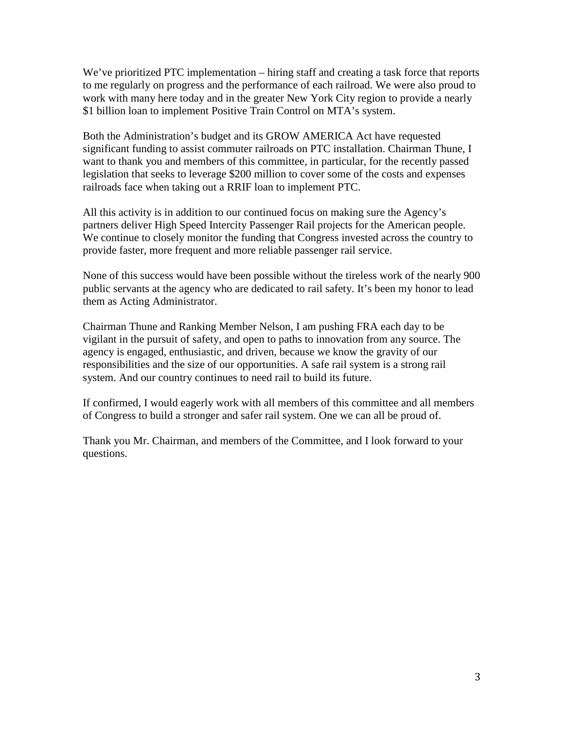We've prioritized PTC implementation – hiring staff and creating a task force that reports to me regularly on progress and the performance of each railroad. We were also proud to work with many here today and in the greater New York City region to provide a nearly $1 billion loan to implement Positive Train Control on MTA's system.

Both the Administration's budget and its GROW AMERICA Act have requested significant funding to assist commuter railroads on PTC installation. Chairman Thune, I want to thank you and members of this committee, in particular, for the recently passed legislation that seeks to leverage $200 million to cover some of the costs and expenses railroads face when taking out a RRIF loan to implement PTC.

All this activity is in addition to our continued focus on making sure the Agency's partners deliver High Speed Intercity Passenger Rail projects for the American people. We continue to closely monitor the funding that Congress invested across the country to provide faster, more frequent and more reliable passenger rail service.

None of this success would have been possible without the tireless work of the nearly 900 public servants at the agency who are dedicated to rail safety. It's been my honor to lead them as Acting Administrator.

Chairman Thune and Ranking Member Nelson, I am pushing FRA each day to be vigilant in the pursuit of safety, and open to paths to innovation from any source. The agency is engaged, enthusiastic, and driven, because we know the gravity of our responsibilities and the size of our opportunities. A safe rail system is a strong rail system. And our country continues to need rail to build its future.

If confirmed, I would eagerly work with all members of this committee and all members of Congress to build a stronger and safer rail system. One we can all be proud of.

Thank you Mr. Chairman, and members of the Committee, and I look forward to your questions.